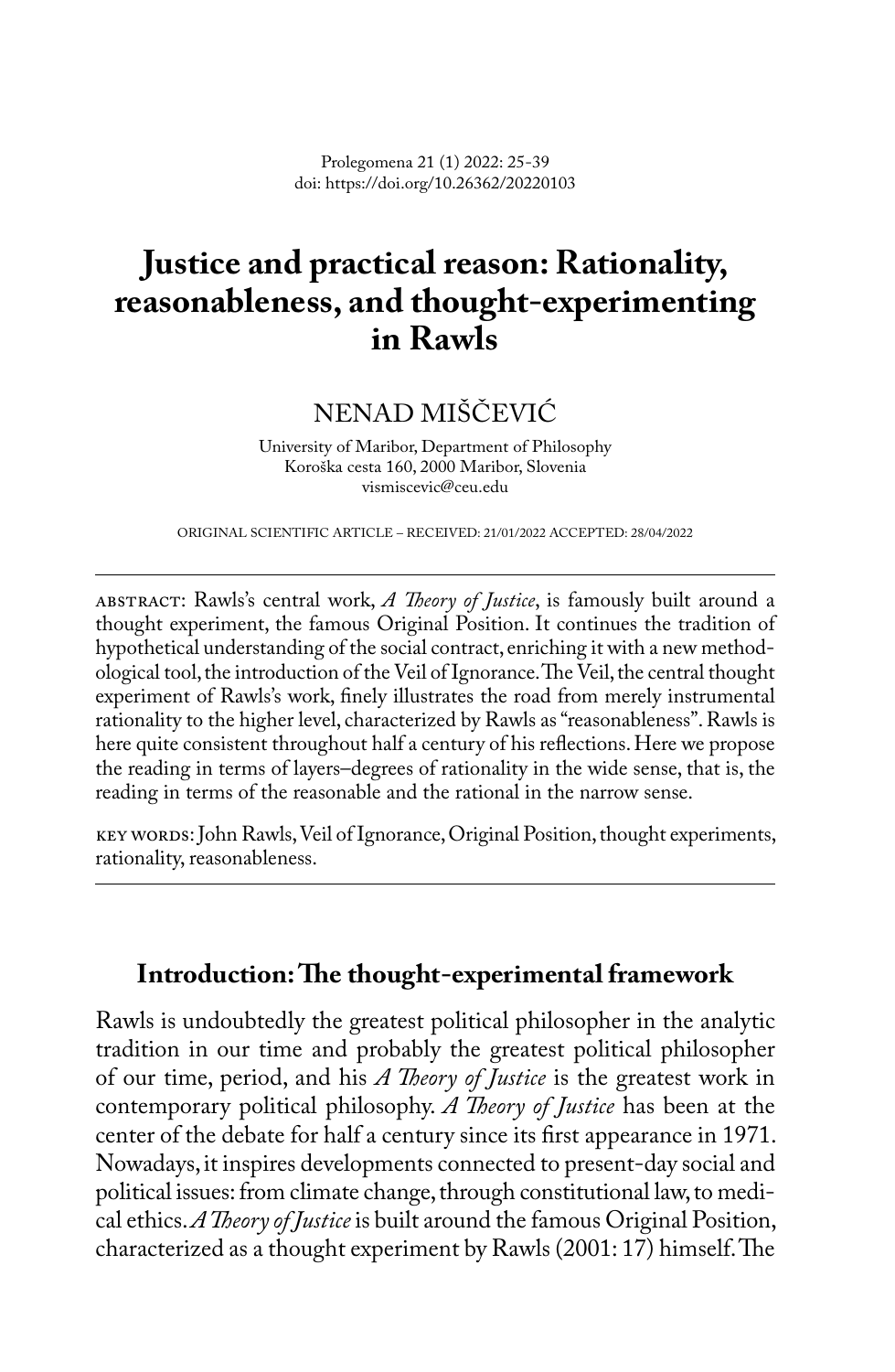# Justice and practical reason: Rationality, reasonableness, and thought-experimenting in Rawls

NENAD MIŠČEVIĆ

University of Maribor, Department of Philosophy
Koroška cesta 160, 2000 Maribor, Slovenia
vismiscevic@ceu.edu

ORIGINAL SCIENTIFIC ARTICLE – RECEIVED: 21/01/2022 ACCEPTED: 28/04/2022

ABSTRACT: Rawls's central work, *A Theory of Justice*, is famously built around a thought experiment, the famous Original Position. It continues the tradition of hypothetical understanding of the social contract, enriching it with a new methodological tool, the introduction of the Veil of Ignorance. The Veil, the central thought experiment of Rawls's work, finely illustrates the road from merely instrumental rationality to the higher level, characterized by Rawls as "reasonableness". Rawls is here quite consistent throughout half a century of his reflections. Here we propose the reading in terms of layers–degrees of rationality in the wide sense, that is, the reading in terms of the reasonable and the rational in the narrow sense.

KEY WORDS: John Rawls, Veil of Ignorance, Original Position, thought experiments, rationality, reasonableness.

## Introduction: The thought-experimental framework

Rawls is undoubtedly the greatest political philosopher in the analytic tradition in our time and probably the greatest political philosopher of our time, period, and his *A Theory of Justice* is the greatest work in contemporary political philosophy. *A Theory of Justice* has been at the center of the debate for half a century since its first appearance in 1971. Nowadays, it inspires developments connected to present-day social and political issues: from climate change, through constitutional law, to medical ethics. *A Theory of Justice* is built around the famous Original Position, characterized as a thought experiment by Rawls (2001: 17) himself. The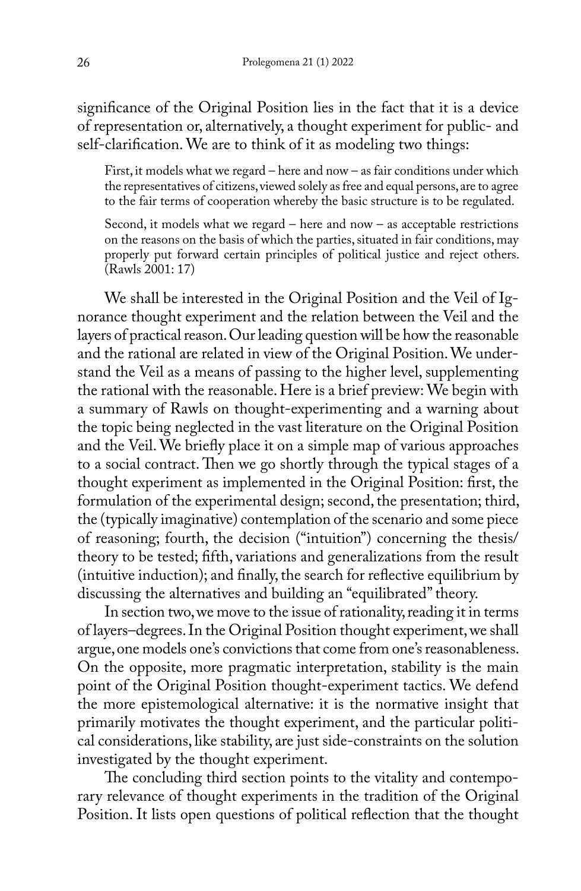significance of the Original Position lies in the fact that it is a device of representation or, alternatively, a thought experiment for public- and self-clarification. We are to think of it as modeling two things:

> First, it models what we regard – here and now – as fair conditions under which the representatives of citizens, viewed solely as free and equal persons, are to agree to the fair terms of cooperation whereby the basic structure is to be regulated.
>
> Second, it models what we regard – here and now – as acceptable restrictions on the reasons on the basis of which the parties, situated in fair conditions, may properly put forward certain principles of political justice and reject others. (Rawls 2001: 17)

We shall be interested in the Original Position and the Veil of Ignorance thought experiment and the relation between the Veil and the layers of practical reason. Our leading question will be how the reasonable and the rational are related in view of the Original Position. We understand the Veil as a means of passing to the higher level, supplementing the rational with the reasonable. Here is a brief preview: We begin with a summary of Rawls on thought-experimenting and a warning about the topic being neglected in the vast literature on the Original Position and the Veil. We briefly place it on a simple map of various approaches to a social contract. Then we go shortly through the typical stages of a thought experiment as implemented in the Original Position: first, the formulation of the experimental design; second, the presentation; third, the (typically imaginative) contemplation of the scenario and some piece of reasoning; fourth, the decision ("intuition") concerning the thesis/theory to be tested; fifth, variations and generalizations from the result (intuitive induction); and finally, the search for reflective equilibrium by discussing the alternatives and building an "equilibrated" theory.

In section two, we move to the issue of rationality, reading it in terms of layers–degrees. In the Original Position thought experiment, we shall argue, one models one's convictions that come from one's reasonableness. On the opposite, more pragmatic interpretation, stability is the main point of the Original Position thought-experiment tactics. We defend the more epistemological alternative: it is the normative insight that primarily motivates the thought experiment, and the particular political considerations, like stability, are just side-constraints on the solution investigated by the thought experiment.

The concluding third section points to the vitality and contemporary relevance of thought experiments in the tradition of the Original Position. It lists open questions of political reflection that the thought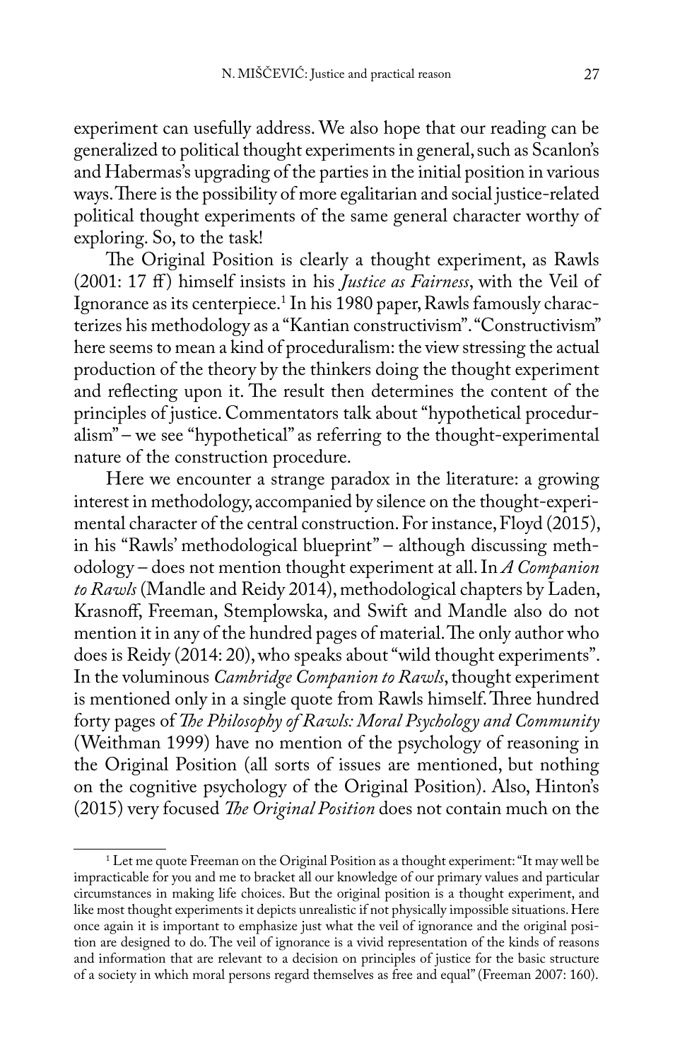experiment can usefully address. We also hope that our reading can be generalized to political thought experiments in general, such as Scanlon's and Habermas's upgrading of the parties in the initial position in various ways. There is the possibility of more egalitarian and social justice-related political thought experiments of the same general character worthy of exploring. So, to the task!

The Original Position is clearly a thought experiment, as Rawls (2001: 17 ff) himself insists in his *Justice as Fairness*, with the Veil of Ignorance as its centerpiece.[1] In his 1980 paper, Rawls famously characterizes his methodology as a "Kantian constructivism". "Constructivism" here seems to mean a kind of proceduralism: the view stressing the actual production of the theory by the thinkers doing the thought experiment and reflecting upon it. The result then determines the content of the principles of justice. Commentators talk about "hypothetical proceduralism" – we see "hypothetical" as referring to the thought-experimental nature of the construction procedure.

Here we encounter a strange paradox in the literature: a growing interest in methodology, accompanied by silence on the thought-experimental character of the central construction. For instance, Floyd (2015), in his "Rawls' methodological blueprint" – although discussing methodology – does not mention thought experiment at all. In *A Companion to Rawls* (Mandle and Reidy 2014), methodological chapters by Laden, Krasnoff, Freeman, Stemplowska, and Swift and Mandle also do not mention it in any of the hundred pages of material. The only author who does is Reidy (2014: 20), who speaks about "wild thought experiments". In the voluminous *Cambridge Companion to Rawls*, thought experiment is mentioned only in a single quote from Rawls himself. Three hundred forty pages of *The Philosophy of Rawls: Moral Psychology and Community* (Weithman 1999) have no mention of the psychology of reasoning in the Original Position (all sorts of issues are mentioned, but nothing on the cognitive psychology of the Original Position). Also, Hinton's (2015) very focused *The Original Position* does not contain much on the

[1] Let me quote Freeman on the Original Position as a thought experiment: "It may well be impracticable for you and me to bracket all our knowledge of our primary values and particular circumstances in making life choices. But the original position is a thought experiment, and like most thought experiments it depicts unrealistic if not physically impossible situations. Here once again it is important to emphasize just what the veil of ignorance and the original position are designed to do. The veil of ignorance is a vivid representation of the kinds of reasons and information that are relevant to a decision on principles of justice for the basic structure of a society in which moral persons regard themselves as free and equal" (Freeman 2007: 160).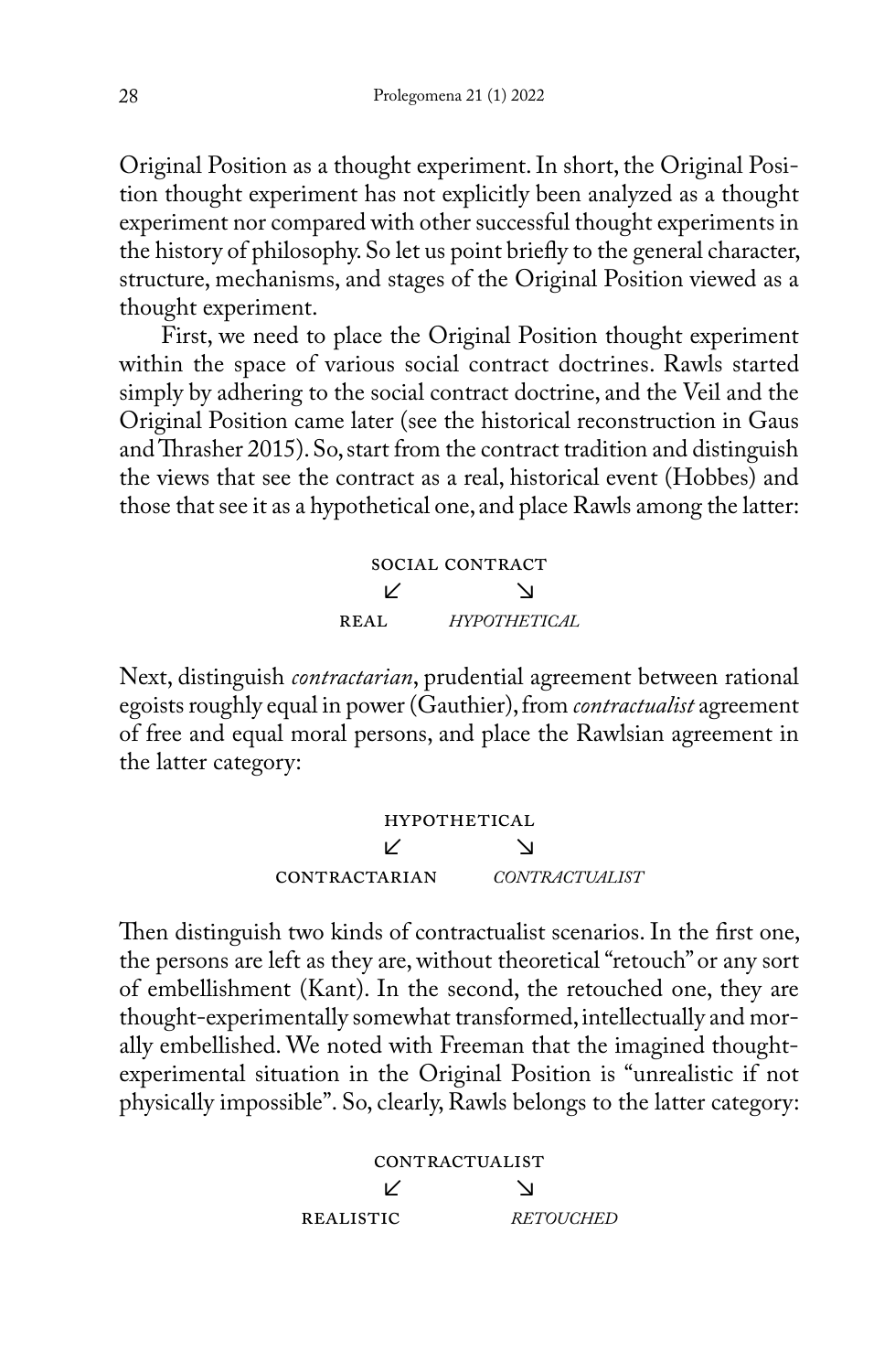Original Position as a thought experiment. In short, the Original Position thought experiment has not explicitly been analyzed as a thought experiment nor compared with other successful thought experiments in the history of philosophy. So let us point briefly to the general character, structure, mechanisms, and stages of the Original Position viewed as a thought experiment.

First, we need to place the Original Position thought experiment within the space of various social contract doctrines. Rawls started simply by adhering to the social contract doctrine, and the Veil and the Original Position came later (see the historical reconstruction in Gaus and Thrasher 2015). So, start from the contract tradition and distinguish the views that see the contract as a real, historical event (Hobbes) and those that see it as a hypothetical one, and place Rawls among the latter:

```
        SOCIAL CONTRACT
         ↙          ↘
      REAL        HYPOTHETICAL
```

Next, distinguish *contractarian*, prudential agreement between rational egoists roughly equal in power (Gauthier), from *contractualist* agreement of free and equal moral persons, and place the Rawlsian agreement in the latter category:

```
           HYPOTHETICAL
         ↙              ↘
  CONTRACTARIAN     CONTRACTUALIST
```

Then distinguish two kinds of contractualist scenarios. In the first one, the persons are left as they are, without theoretical "retouch" or any sort of embellishment (Kant). In the second, the retouched one, they are thought-experimentally somewhat transformed, intellectually and morally embellished. We noted with Freeman that the imagined thought-experimental situation in the Original Position is "unrealistic if not physically impossible". So, clearly, Rawls belongs to the latter category:

```
          CONTRACTUALIST
         ↙            ↘
    REALISTIC       RETOUCHED
```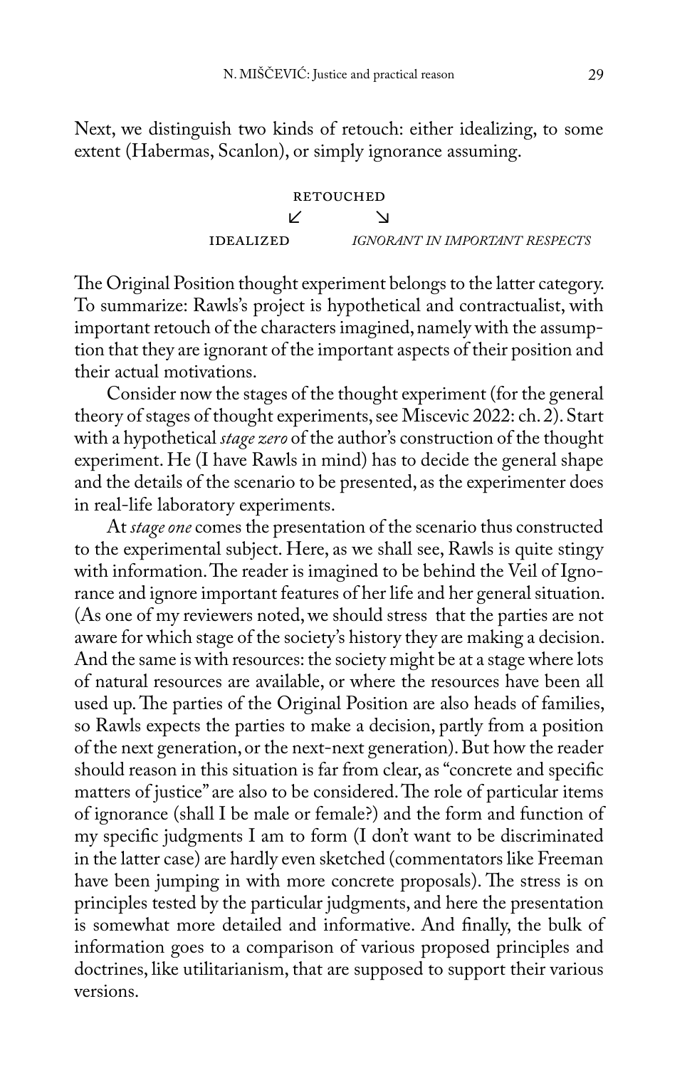Next, we distinguish two kinds of retouch: either idealizing, to some extent (Habermas, Scanlon), or simply ignorance assuming.

RETOUCHED
↙ ↘
IDEALIZED *IGNORANT IN IMPORTANT RESPECTS*

The Original Position thought experiment belongs to the latter category. To summarize: Rawls's project is hypothetical and contractualist, with important retouch of the characters imagined, namely with the assumption that they are ignorant of the important aspects of their position and their actual motivations.

Consider now the stages of the thought experiment (for the general theory of stages of thought experiments, see Miscevic 2022: ch. 2). Start with a hypothetical *stage zero* of the author's construction of the thought experiment. He (I have Rawls in mind) has to decide the general shape and the details of the scenario to be presented, as the experimenter does in real-life laboratory experiments.

At *stage one* comes the presentation of the scenario thus constructed to the experimental subject. Here, as we shall see, Rawls is quite stingy with information. The reader is imagined to be behind the Veil of Ignorance and ignore important features of her life and her general situation. (As one of my reviewers noted, we should stress that the parties are not aware for which stage of the society's history they are making a decision. And the same is with resources: the society might be at a stage where lots of natural resources are available, or where the resources have been all used up. The parties of the Original Position are also heads of families, so Rawls expects the parties to make a decision, partly from a position of the next generation, or the next-next generation). But how the reader should reason in this situation is far from clear, as "concrete and specific matters of justice" are also to be considered. The role of particular items of ignorance (shall I be male or female?) and the form and function of my specific judgments I am to form (I don't want to be discriminated in the latter case) are hardly even sketched (commentators like Freeman have been jumping in with more concrete proposals). The stress is on principles tested by the particular judgments, and here the presentation is somewhat more detailed and informative. And finally, the bulk of information goes to a comparison of various proposed principles and doctrines, like utilitarianism, that are supposed to support their various versions.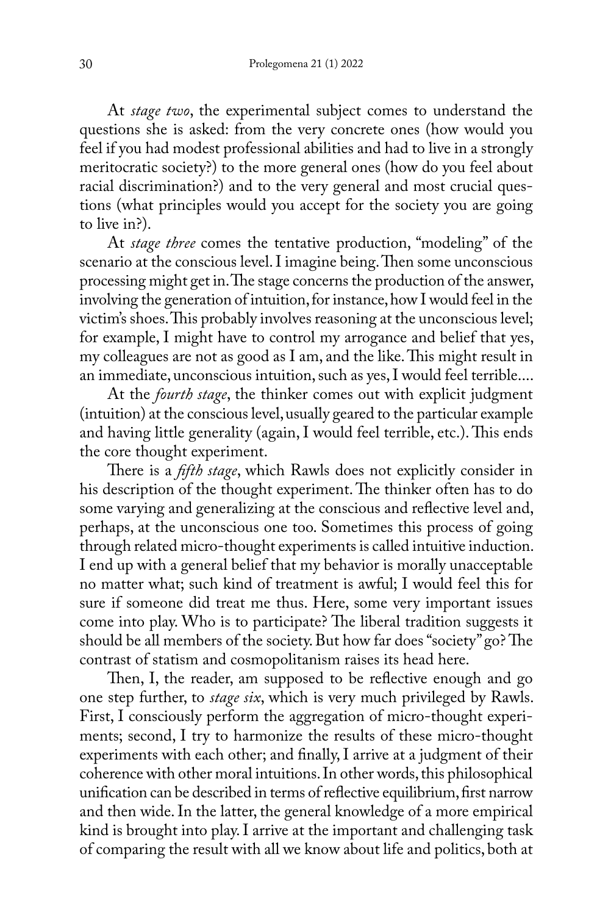At *stage two*, the experimental subject comes to understand the questions she is asked: from the very concrete ones (how would you feel if you had modest professional abilities and had to live in a strongly meritocratic society?) to the more general ones (how do you feel about racial discrimination?) and to the very general and most crucial questions (what principles would you accept for the society you are going to live in?).

At *stage three* comes the tentative production, "modeling" of the scenario at the conscious level. I imagine being. Then some unconscious processing might get in. The stage concerns the production of the answer, involving the generation of intuition, for instance, how I would feel in the victim's shoes. This probably involves reasoning at the unconscious level; for example, I might have to control my arrogance and belief that yes, my colleagues are not as good as I am, and the like. This might result in an immediate, unconscious intuition, such as yes, I would feel terrible....

At the *fourth stage*, the thinker comes out with explicit judgment (intuition) at the conscious level, usually geared to the particular example and having little generality (again, I would feel terrible, etc.). This ends the core thought experiment.

There is a *fifth stage*, which Rawls does not explicitly consider in his description of the thought experiment. The thinker often has to do some varying and generalizing at the conscious and reflective level and, perhaps, at the unconscious one too. Sometimes this process of going through related micro-thought experiments is called intuitive induction. I end up with a general belief that my behavior is morally unacceptable no matter what; such kind of treatment is awful; I would feel this for sure if someone did treat me thus. Here, some very important issues come into play. Who is to participate? The liberal tradition suggests it should be all members of the society. But how far does "society" go? The contrast of statism and cosmopolitanism raises its head here.

Then, I, the reader, am supposed to be reflective enough and go one step further, to *stage six*, which is very much privileged by Rawls. First, I consciously perform the aggregation of micro-thought experiments; second, I try to harmonize the results of these micro-thought experiments with each other; and finally, I arrive at a judgment of their coherence with other moral intuitions. In other words, this philosophical unification can be described in terms of reflective equilibrium, first narrow and then wide. In the latter, the general knowledge of a more empirical kind is brought into play. I arrive at the important and challenging task of comparing the result with all we know about life and politics, both at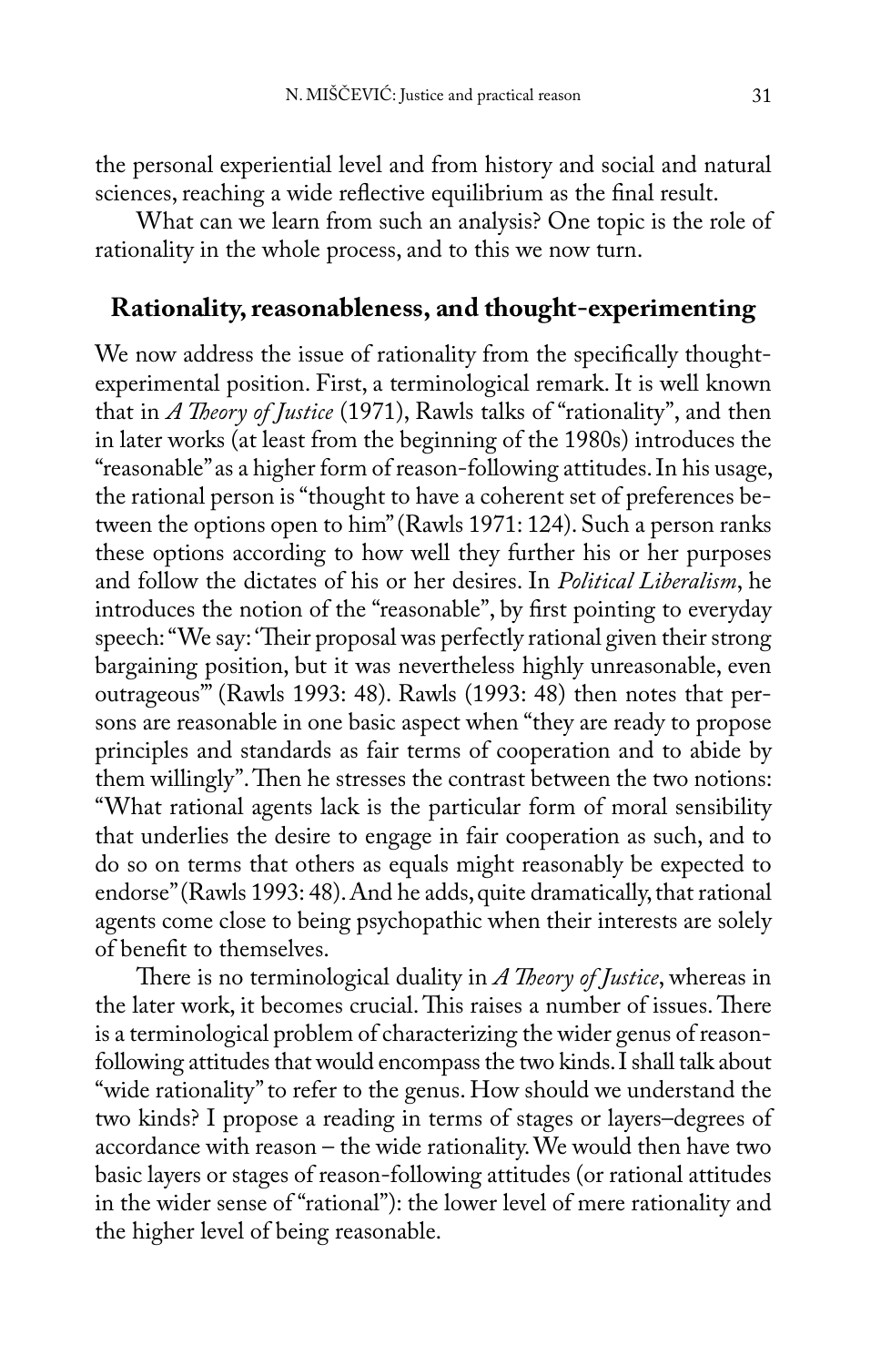the personal experiential level and from history and social and natural sciences, reaching a wide reflective equilibrium as the final result.

What can we learn from such an analysis? One topic is the role of rationality in the whole process, and to this we now turn.

## Rationality, reasonableness, and thought-experimenting

We now address the issue of rationality from the specifically thought-experimental position. First, a terminological remark. It is well known that in *A Theory of Justice* (1971), Rawls talks of "rationality", and then in later works (at least from the beginning of the 1980s) introduces the "reasonable" as a higher form of reason-following attitudes. In his usage, the rational person is "thought to have a coherent set of preferences between the options open to him" (Rawls 1971: 124). Such a person ranks these options according to how well they further his or her purposes and follow the dictates of his or her desires. In *Political Liberalism*, he introduces the notion of the "reasonable", by first pointing to everyday speech: "We say: 'Their proposal was perfectly rational given their strong bargaining position, but it was nevertheless highly unreasonable, even outrageous'" (Rawls 1993: 48). Rawls (1993: 48) then notes that persons are reasonable in one basic aspect when "they are ready to propose principles and standards as fair terms of cooperation and to abide by them willingly". Then he stresses the contrast between the two notions: "What rational agents lack is the particular form of moral sensibility that underlies the desire to engage in fair cooperation as such, and to do so on terms that others as equals might reasonably be expected to endorse" (Rawls 1993: 48). And he adds, quite dramatically, that rational agents come close to being psychopathic when their interests are solely of benefit to themselves.

There is no terminological duality in *A Theory of Justice*, whereas in the later work, it becomes crucial. This raises a number of issues. There is a terminological problem of characterizing the wider genus of reason-following attitudes that would encompass the two kinds. I shall talk about "wide rationality" to refer to the genus. How should we understand the two kinds? I propose a reading in terms of stages or layers–degrees of accordance with reason – the wide rationality. We would then have two basic layers or stages of reason-following attitudes (or rational attitudes in the wider sense of "rational"): the lower level of mere rationality and the higher level of being reasonable.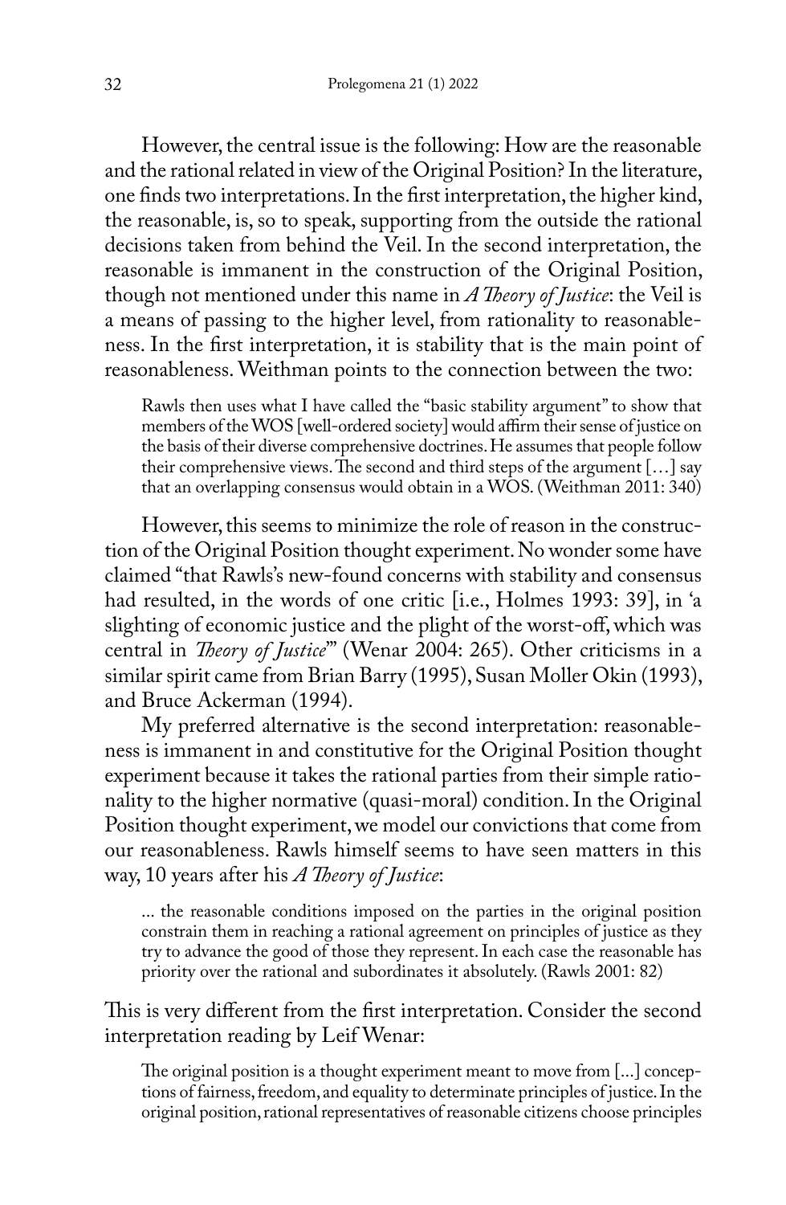However, the central issue is the following: How are the reasonable and the rational related in view of the Original Position? In the literature, one finds two interpretations. In the first interpretation, the higher kind, the reasonable, is, so to speak, supporting from the outside the rational decisions taken from behind the Veil. In the second interpretation, the reasonable is immanent in the construction of the Original Position, though not mentioned under this name in *A Theory of Justice*: the Veil is a means of passing to the higher level, from rationality to reasonableness. In the first interpretation, it is stability that is the main point of reasonableness. Weithman points to the connection between the two:

> Rawls then uses what I have called the "basic stability argument" to show that members of the WOS [well-ordered society] would affirm their sense of justice on the basis of their diverse comprehensive doctrines. He assumes that people follow their comprehensive views. The second and third steps of the argument […] say that an overlapping consensus would obtain in a WOS. (Weithman 2011: 340)

However, this seems to minimize the role of reason in the construction of the Original Position thought experiment. No wonder some have claimed "that Rawls's new-found concerns with stability and consensus had resulted, in the words of one critic [i.e., Holmes 1993: 39], in 'a slighting of economic justice and the plight of the worst-off, which was central in *Theory of Justice*'" (Wenar 2004: 265). Other criticisms in a similar spirit came from Brian Barry (1995), Susan Moller Okin (1993), and Bruce Ackerman (1994).

My preferred alternative is the second interpretation: reasonableness is immanent in and constitutive for the Original Position thought experiment because it takes the rational parties from their simple rationality to the higher normative (quasi-moral) condition. In the Original Position thought experiment, we model our convictions that come from our reasonableness. Rawls himself seems to have seen matters in this way, 10 years after his *A Theory of Justice*:

> ... the reasonable conditions imposed on the parties in the original position constrain them in reaching a rational agreement on principles of justice as they try to advance the good of those they represent. In each case the reasonable has priority over the rational and subordinates it absolutely. (Rawls 2001: 82)

This is very different from the first interpretation. Consider the second interpretation reading by Leif Wenar:

> The original position is a thought experiment meant to move from [...] conceptions of fairness, freedom, and equality to determinate principles of justice. In the original position, rational representatives of reasonable citizens choose principles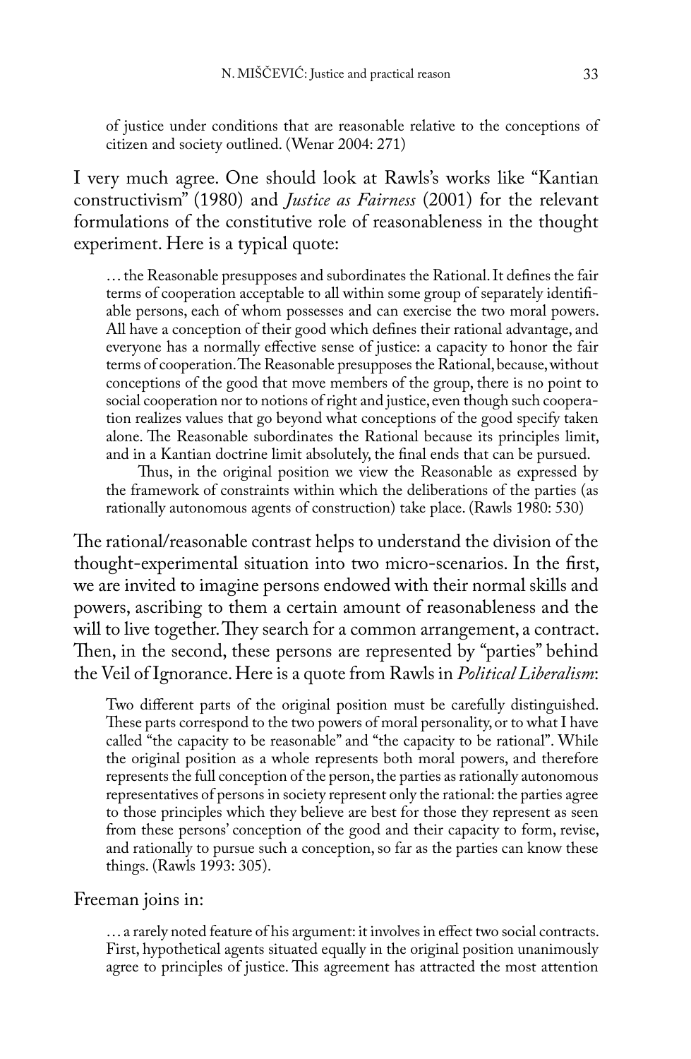> of justice under conditions that are reasonable relative to the conceptions of citizen and society outlined. (Wenar 2004: 271)

I very much agree. One should look at Rawls's works like "Kantian constructivism" (1980) and *Justice as Fairness* (2001) for the relevant formulations of the constitutive role of reasonableness in the thought experiment. Here is a typical quote:

> … the Reasonable presupposes and subordinates the Rational. It defines the fair terms of cooperation acceptable to all within some group of separately identifiable persons, each of whom possesses and can exercise the two moral powers. All have a conception of their good which defines their rational advantage, and everyone has a normally effective sense of justice: a capacity to honor the fair terms of cooperation. The Reasonable presupposes the Rational, because, without conceptions of the good that move members of the group, there is no point to social cooperation nor to notions of right and justice, even though such cooperation realizes values that go beyond what conceptions of the good specify taken alone. The Reasonable subordinates the Rational because its principles limit, and in a Kantian doctrine limit absolutely, the final ends that can be pursued.
>
> Thus, in the original position we view the Reasonable as expressed by the framework of constraints within which the deliberations of the parties (as rationally autonomous agents of construction) take place. (Rawls 1980: 530)

The rational/reasonable contrast helps to understand the division of the thought-experimental situation into two micro-scenarios. In the first, we are invited to imagine persons endowed with their normal skills and powers, ascribing to them a certain amount of reasonableness and the will to live together. They search for a common arrangement, a contract. Then, in the second, these persons are represented by "parties" behind the Veil of Ignorance. Here is a quote from Rawls in *Political Liberalism*:

> Two different parts of the original position must be carefully distinguished. These parts correspond to the two powers of moral personality, or to what I have called "the capacity to be reasonable" and "the capacity to be rational". While the original position as a whole represents both moral powers, and therefore represents the full conception of the person, the parties as rationally autonomous representatives of persons in society represent only the rational: the parties agree to those principles which they believe are best for those they represent as seen from these persons' conception of the good and their capacity to form, revise, and rationally to pursue such a conception, so far as the parties can know these things. (Rawls 1993: 305).

Freeman joins in:

> … a rarely noted feature of his argument: it involves in effect two social contracts. First, hypothetical agents situated equally in the original position unanimously agree to principles of justice. This agreement has attracted the most attention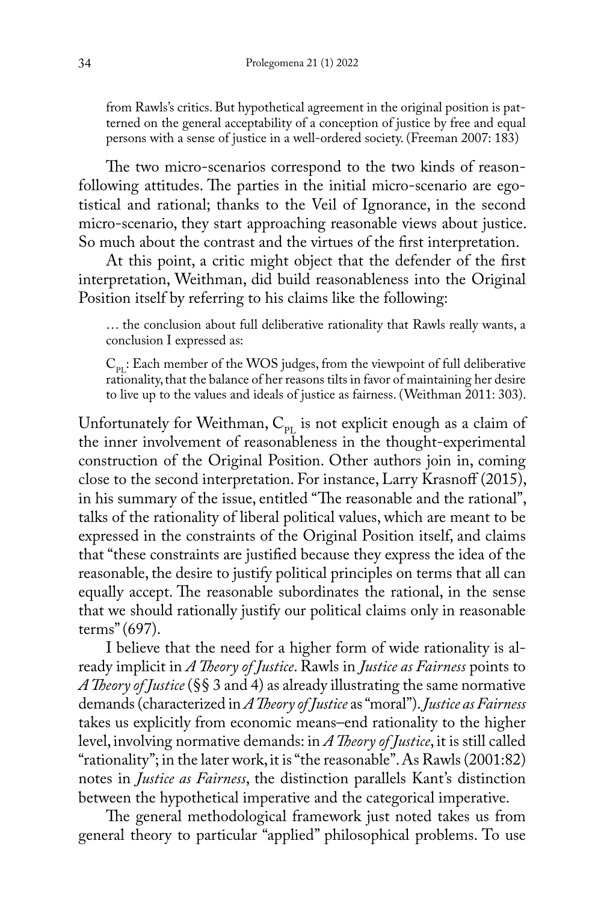> from Rawls's critics. But hypothetical agreement in the original position is patterned on the general acceptability of a conception of justice by free and equal persons with a sense of justice in a well-ordered society. (Freeman 2007: 183)

The two micro-scenarios correspond to the two kinds of reason-following attitudes. The parties in the initial micro-scenario are egotistical and rational; thanks to the Veil of Ignorance, in the second micro-scenario, they start approaching reasonable views about justice. So much about the contrast and the virtues of the first interpretation.

At this point, a critic might object that the defender of the first interpretation, Weithman, did build reasonableness into the Original Position itself by referring to his claims like the following:

> … the conclusion about full deliberative rationality that Rawls really wants, a conclusion I expressed as:
>
> $C_{PL}$: Each member of the WOS judges, from the viewpoint of full deliberative rationality, that the balance of her reasons tilts in favor of maintaining her desire to live up to the values and ideals of justice as fairness. (Weithman 2011: 303).

Unfortunately for Weithman, $C_{PL}$ is not explicit enough as a claim of the inner involvement of reasonableness in the thought-experimental construction of the Original Position. Other authors join in, coming close to the second interpretation. For instance, Larry Krasnoff (2015), in his summary of the issue, entitled "The reasonable and the rational", talks of the rationality of liberal political values, which are meant to be expressed in the constraints of the Original Position itself, and claims that "these constraints are justified because they express the idea of the reasonable, the desire to justify political principles on terms that all can equally accept. The reasonable subordinates the rational, in the sense that we should rationally justify our political claims only in reasonable terms" (697).

I believe that the need for a higher form of wide rationality is already implicit in *A Theory of Justice*. Rawls in *Justice as Fairness* points to *A Theory of Justice* (§§ 3 and 4) as already illustrating the same normative demands (characterized in *A Theory of Justice* as "moral"). *Justice as Fairness* takes us explicitly from economic means–end rationality to the higher level, involving normative demands: in *A Theory of Justice*, it is still called "rationality"; in the later work, it is "the reasonable". As Rawls (2001:82) notes in *Justice as Fairness*, the distinction parallels Kant's distinction between the hypothetical imperative and the categorical imperative.

The general methodological framework just noted takes us from general theory to particular "applied" philosophical problems. To use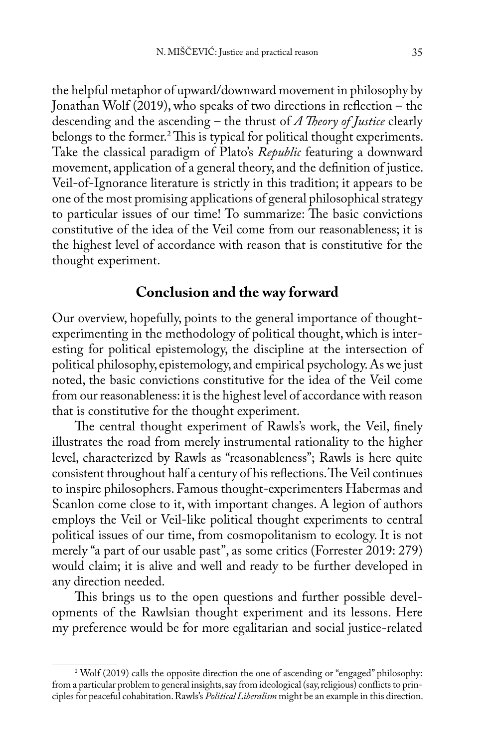the helpful metaphor of upward/downward movement in philosophy by Jonathan Wolf (2019), who speaks of two directions in reflection – the descending and the ascending – the thrust of *A Theory of Justice* clearly belongs to the former.[2] This is typical for political thought experiments. Take the classical paradigm of Plato's *Republic* featuring a downward movement, application of a general theory, and the definition of justice. Veil-of-Ignorance literature is strictly in this tradition; it appears to be one of the most promising applications of general philosophical strategy to particular issues of our time! To summarize: The basic convictions constitutive of the idea of the Veil come from our reasonableness; it is the highest level of accordance with reason that is constitutive for the thought experiment.

## Conclusion and the way forward

Our overview, hopefully, points to the general importance of thought-experimenting in the methodology of political thought, which is interesting for political epistemology, the discipline at the intersection of political philosophy, epistemology, and empirical psychology. As we just noted, the basic convictions constitutive for the idea of the Veil come from our reasonableness: it is the highest level of accordance with reason that is constitutive for the thought experiment.

The central thought experiment of Rawls's work, the Veil, finely illustrates the road from merely instrumental rationality to the higher level, characterized by Rawls as "reasonableness"; Rawls is here quite consistent throughout half a century of his reflections. The Veil continues to inspire philosophers. Famous thought-experimenters Habermas and Scanlon come close to it, with important changes. A legion of authors employs the Veil or Veil-like political thought experiments to central political issues of our time, from cosmopolitanism to ecology. It is not merely "a part of our usable past", as some critics (Forrester 2019: 279) would claim; it is alive and well and ready to be further developed in any direction needed.

This brings us to the open questions and further possible developments of the Rawlsian thought experiment and its lessons. Here my preference would be for more egalitarian and social justice-related

---

[2] Wolf (2019) calls the opposite direction the one of ascending or "engaged" philosophy: from a particular problem to general insights, say from ideological (say, religious) conflicts to principles for peaceful cohabitation. Rawls's *Political Liberalism* might be an example in this direction.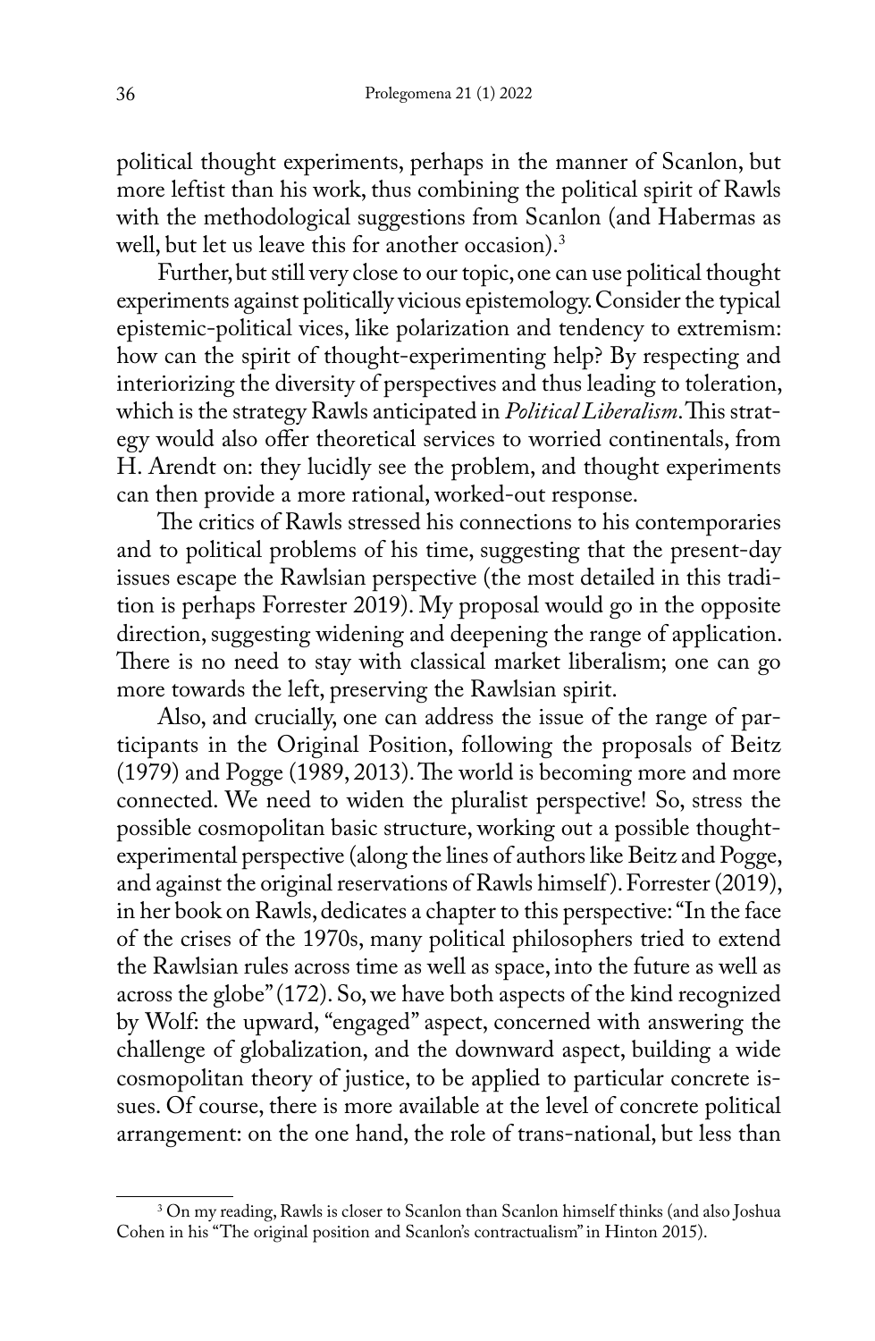political thought experiments, perhaps in the manner of Scanlon, but more leftist than his work, thus combining the political spirit of Rawls with the methodological suggestions from Scanlon (and Habermas as well, but let us leave this for another occasion).[3]

Further, but still very close to our topic, one can use political thought experiments against politically vicious epistemology. Consider the typical epistemic-political vices, like polarization and tendency to extremism: how can the spirit of thought-experimenting help? By respecting and interiorizing the diversity of perspectives and thus leading to toleration, which is the strategy Rawls anticipated in *Political Liberalism*. This strategy would also offer theoretical services to worried continentals, from H. Arendt on: they lucidly see the problem, and thought experiments can then provide a more rational, worked-out response.

The critics of Rawls stressed his connections to his contemporaries and to political problems of his time, suggesting that the present-day issues escape the Rawlsian perspective (the most detailed in this tradition is perhaps Forrester 2019). My proposal would go in the opposite direction, suggesting widening and deepening the range of application. There is no need to stay with classical market liberalism; one can go more towards the left, preserving the Rawlsian spirit.

Also, and crucially, one can address the issue of the range of participants in the Original Position, following the proposals of Beitz (1979) and Pogge (1989, 2013). The world is becoming more and more connected. We need to widen the pluralist perspective! So, stress the possible cosmopolitan basic structure, working out a possible thought-experimental perspective (along the lines of authors like Beitz and Pogge, and against the original reservations of Rawls himself). Forrester (2019), in her book on Rawls, dedicates a chapter to this perspective: "In the face of the crises of the 1970s, many political philosophers tried to extend the Rawlsian rules across time as well as space, into the future as well as across the globe" (172). So, we have both aspects of the kind recognized by Wolf: the upward, "engaged" aspect, concerned with answering the challenge of globalization, and the downward aspect, building a wide cosmopolitan theory of justice, to be applied to particular concrete issues. Of course, there is more available at the level of concrete political arrangement: on the one hand, the role of trans-national, but less than

---

[3] On my reading, Rawls is closer to Scanlon than Scanlon himself thinks (and also Joshua Cohen in his "The original position and Scanlon's contractualism" in Hinton 2015).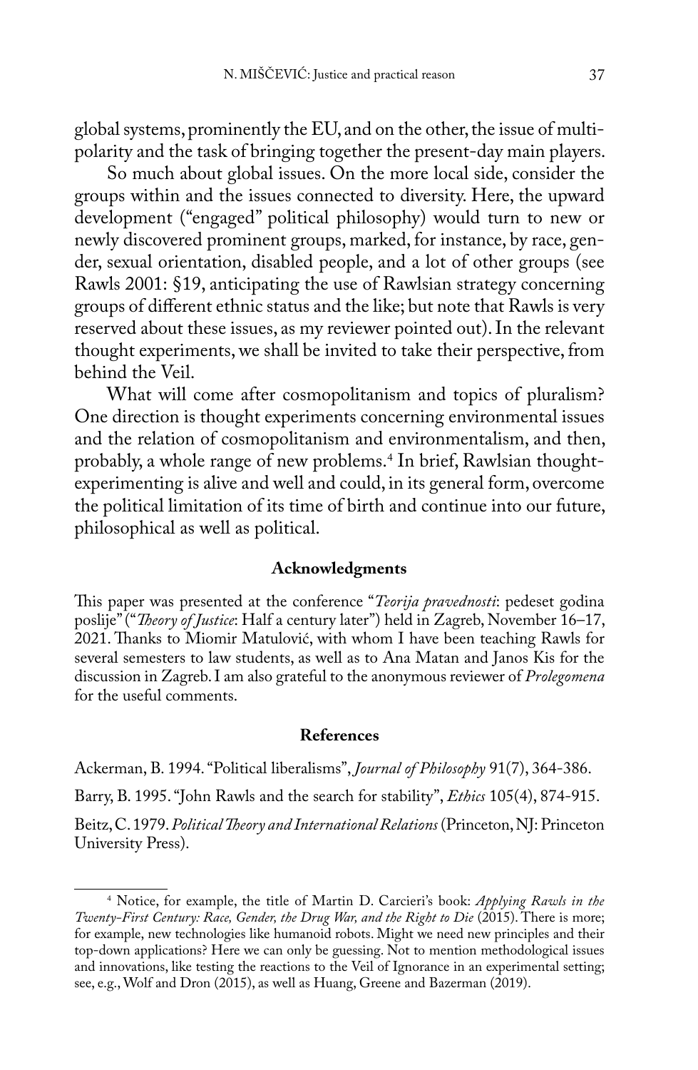global systems, prominently the EU, and on the other, the issue of multipolarity and the task of bringing together the present-day main players.

So much about global issues. On the more local side, consider the groups within and the issues connected to diversity. Here, the upward development ("engaged" political philosophy) would turn to new or newly discovered prominent groups, marked, for instance, by race, gender, sexual orientation, disabled people, and a lot of other groups (see Rawls 2001: §19, anticipating the use of Rawlsian strategy concerning groups of different ethnic status and the like; but note that Rawls is very reserved about these issues, as my reviewer pointed out). In the relevant thought experiments, we shall be invited to take their perspective, from behind the Veil.

What will come after cosmopolitanism and topics of pluralism? One direction is thought experiments concerning environmental issues and the relation of cosmopolitanism and environmentalism, and then, probably, a whole range of new problems.[4] In brief, Rawlsian thought-experimenting is alive and well and could, in its general form, overcome the political limitation of its time of birth and continue into our future, philosophical as well as political.

## Acknowledgments

This paper was presented at the conference "*Teorija pravednosti*: pedeset godina poslije" ("*Theory of Justice*: Half a century later") held in Zagreb, November 16–17, 2021. Thanks to Miomir Matulović, with whom I have been teaching Rawls for several semesters to law students, as well as to Ana Matan and Janos Kis for the discussion in Zagreb. I am also grateful to the anonymous reviewer of *Prolegomena* for the useful comments.

## References

Ackerman, B. 1994. "Political liberalisms", *Journal of Philosophy* 91(7), 364-386.

Barry, B. 1995. "John Rawls and the search for stability", *Ethics* 105(4), 874-915.

Beitz, C. 1979. *Political Theory and International Relations* (Princeton, NJ: Princeton University Press).

---

[4] Notice, for example, the title of Martin D. Carcieri's book: *Applying Rawls in the Twenty-First Century: Race, Gender, the Drug War, and the Right to Die* (2015). There is more; for example, new technologies like humanoid robots. Might we need new principles and their top-down applications? Here we can only be guessing. Not to mention methodological issues and innovations, like testing the reactions to the Veil of Ignorance in an experimental setting; see, e.g., Wolf and Dron (2015), as well as Huang, Greene and Bazerman (2019).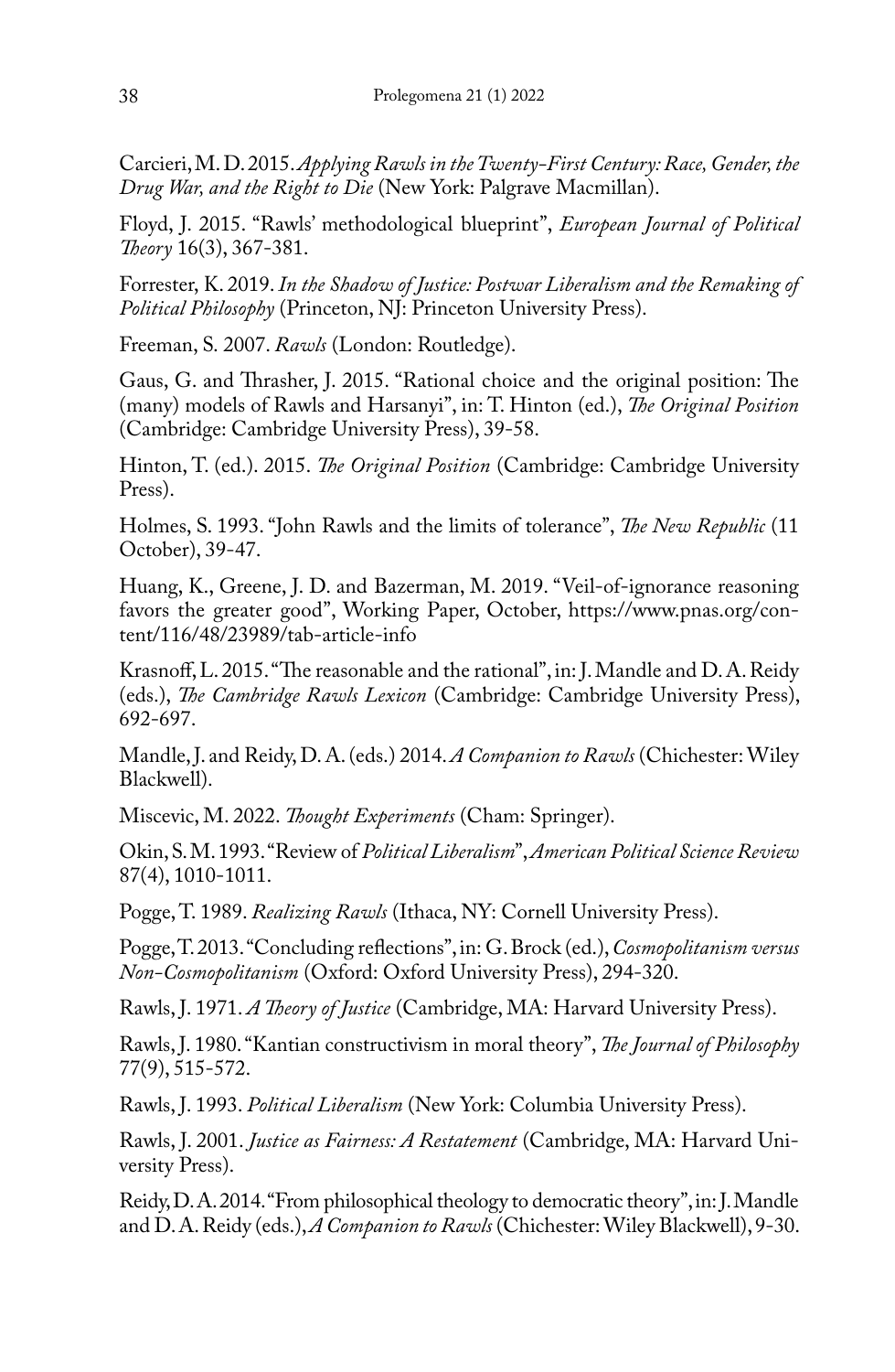Carcieri, M. D. 2015. *Applying Rawls in the Twenty-First Century: Race, Gender, the Drug War, and the Right to Die* (New York: Palgrave Macmillan).

Floyd, J. 2015. "Rawls' methodological blueprint", *European Journal of Political Theory* 16(3), 367-381.

Forrester, K. 2019. *In the Shadow of Justice: Postwar Liberalism and the Remaking of Political Philosophy* (Princeton, NJ: Princeton University Press).

Freeman, S. 2007. *Rawls* (London: Routledge).

Gaus, G. and Thrasher, J. 2015. "Rational choice and the original position: The (many) models of Rawls and Harsanyi", in: T. Hinton (ed.), *The Original Position* (Cambridge: Cambridge University Press), 39-58.

Hinton, T. (ed.). 2015. *The Original Position* (Cambridge: Cambridge University Press).

Holmes, S. 1993. "John Rawls and the limits of tolerance", *The New Republic* (11 October), 39-47.

Huang, K., Greene, J. D. and Bazerman, M. 2019. "Veil-of-ignorance reasoning favors the greater good", Working Paper, October, https://www.pnas.org/content/116/48/23989/tab-article-info

Krasnoff, L. 2015. "The reasonable and the rational", in: J. Mandle and D. A. Reidy (eds.), *The Cambridge Rawls Lexicon* (Cambridge: Cambridge University Press), 692-697.

Mandle, J. and Reidy, D. A. (eds.) 2014. *A Companion to Rawls* (Chichester: Wiley Blackwell).

Miscevic, M. 2022. *Thought Experiments* (Cham: Springer).

Okin, S. M. 1993. "Review of *Political Liberalism*", *American Political Science Review* 87(4), 1010-1011.

Pogge, T. 1989. *Realizing Rawls* (Ithaca, NY: Cornell University Press).

Pogge, T. 2013. "Concluding reflections", in: G. Brock (ed.), *Cosmopolitanism versus Non-Cosmopolitanism* (Oxford: Oxford University Press), 294-320.

Rawls, J. 1971. *A Theory of Justice* (Cambridge, MA: Harvard University Press).

Rawls, J. 1980. "Kantian constructivism in moral theory", *The Journal of Philosophy* 77(9), 515-572.

Rawls, J. 1993. *Political Liberalism* (New York: Columbia University Press).

Rawls, J. 2001. *Justice as Fairness: A Restatement* (Cambridge, MA: Harvard University Press).

Reidy, D. A. 2014. "From philosophical theology to democratic theory", in: J. Mandle and D. A. Reidy (eds.), *A Companion to Rawls* (Chichester: Wiley Blackwell), 9-30.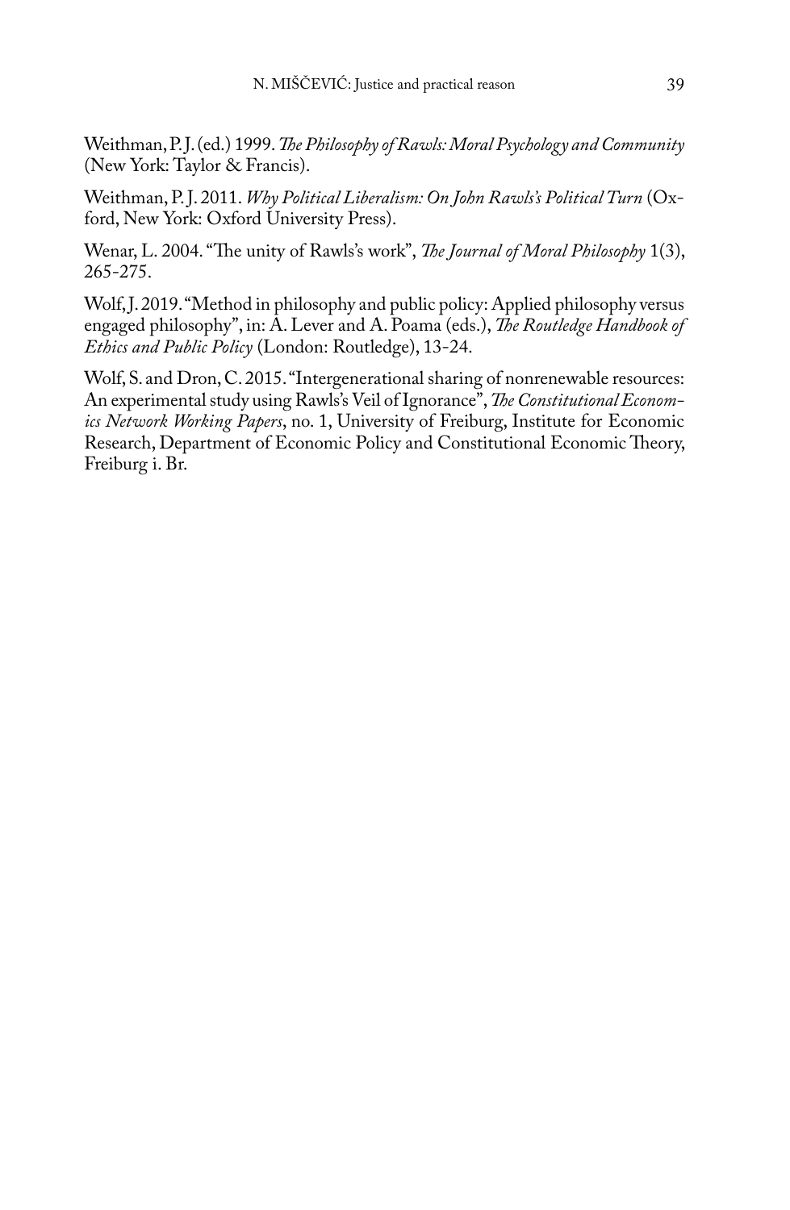Weithman, P. J. (ed.) 1999. *The Philosophy of Rawls: Moral Psychology and Community* (New York: Taylor & Francis).

Weithman, P. J. 2011. *Why Political Liberalism: On John Rawls's Political Turn* (Oxford, New York: Oxford University Press).

Wenar, L. 2004. "The unity of Rawls's work", *The Journal of Moral Philosophy* 1(3), 265-275.

Wolf, J. 2019. "Method in philosophy and public policy: Applied philosophy versus engaged philosophy", in: A. Lever and A. Poama (eds.), *The Routledge Handbook of Ethics and Public Policy* (London: Routledge), 13-24.

Wolf, S. and Dron, C. 2015. "Intergenerational sharing of nonrenewable resources: An experimental study using Rawls's Veil of Ignorance", *The Constitutional Economics Network Working Papers*, no. 1, University of Freiburg, Institute for Economic Research, Department of Economic Policy and Constitutional Economic Theory, Freiburg i. Br.